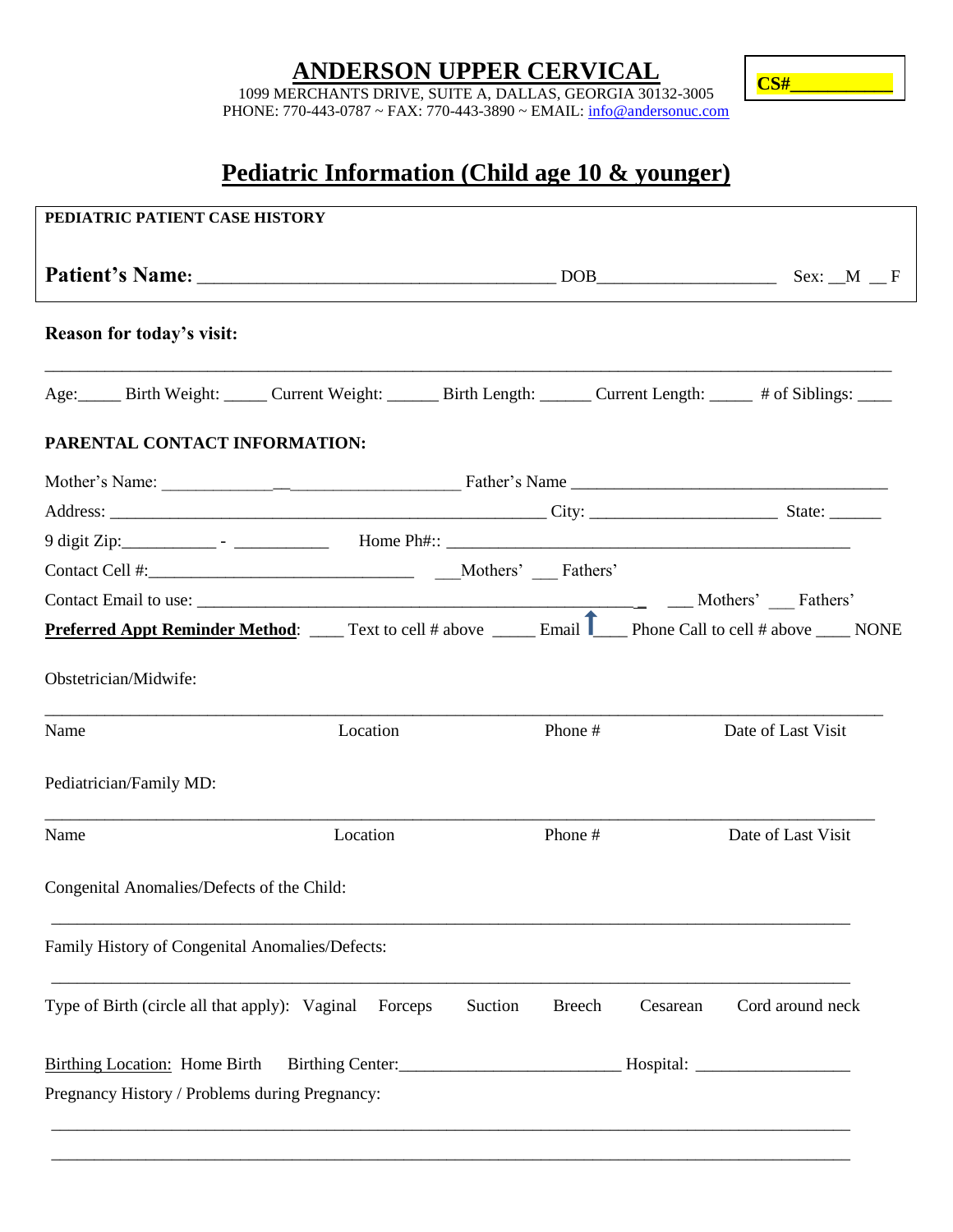# ANDERSON UPPER CERVICAL

1099 MERCHANTS DRIVE, SUITE A, DALLAS, GEORGIA 30132-3005
PHONE: 770-443-0787 ~ FAX: 770-443-3890 ~ EMAIL: info@andersonuc.com

**CS#__________**

## Pediatric Information (Child age 10 & younger)

**PEDIATRIC PATIENT CASE HISTORY**

**Patient's Name:** ______________________________________ DOB____________________ Sex: __M __F

**Reason for today's visit:**

_______________________________________________________________________________________

Age:_____ Birth Weight: _____ Current Weight: ______ Birth Length: ______ Current Length: _____ # of Siblings: ____

**PARENTAL CONTACT INFORMATION:**

Mother's Name: ________________________________ Father's Name ____________________________________

Address: ________________________________________________ City: _____________________ State: ______

9 digit Zip:___________ - ___________ Home Ph#:: ______________________________________________

Contact Cell #:______________________________ ___Mothers' ___ Fathers'

Contact Email to use: ________________________________________________ ___ Mothers' ___ Fathers'

**Preferred Appt Reminder Method**: ____ Text to cell # above _____ Email ____ Phone Call to cell # above ____ NONE

Obstetrician/Midwife:

_______________________________________________________________________________________

Name Location Phone # Date of Last Visit

Pediatrician/Family MD:

_______________________________________________________________________________________

Name Location Phone # Date of Last Visit

Congenital Anomalies/Defects of the Child:

_______________________________________________________________________________________

Family History of Congenital Anomalies/Defects:

_______________________________________________________________________________________

Type of Birth (circle all that apply): Vaginal Forceps Suction Breech Cesarean Cord around neck

Birthing Location: Home Birth Birthing Center:_________________________ Hospital: __________________

Pregnancy History / Problems during Pregnancy:

_______________________________________________________________________________________

_______________________________________________________________________________________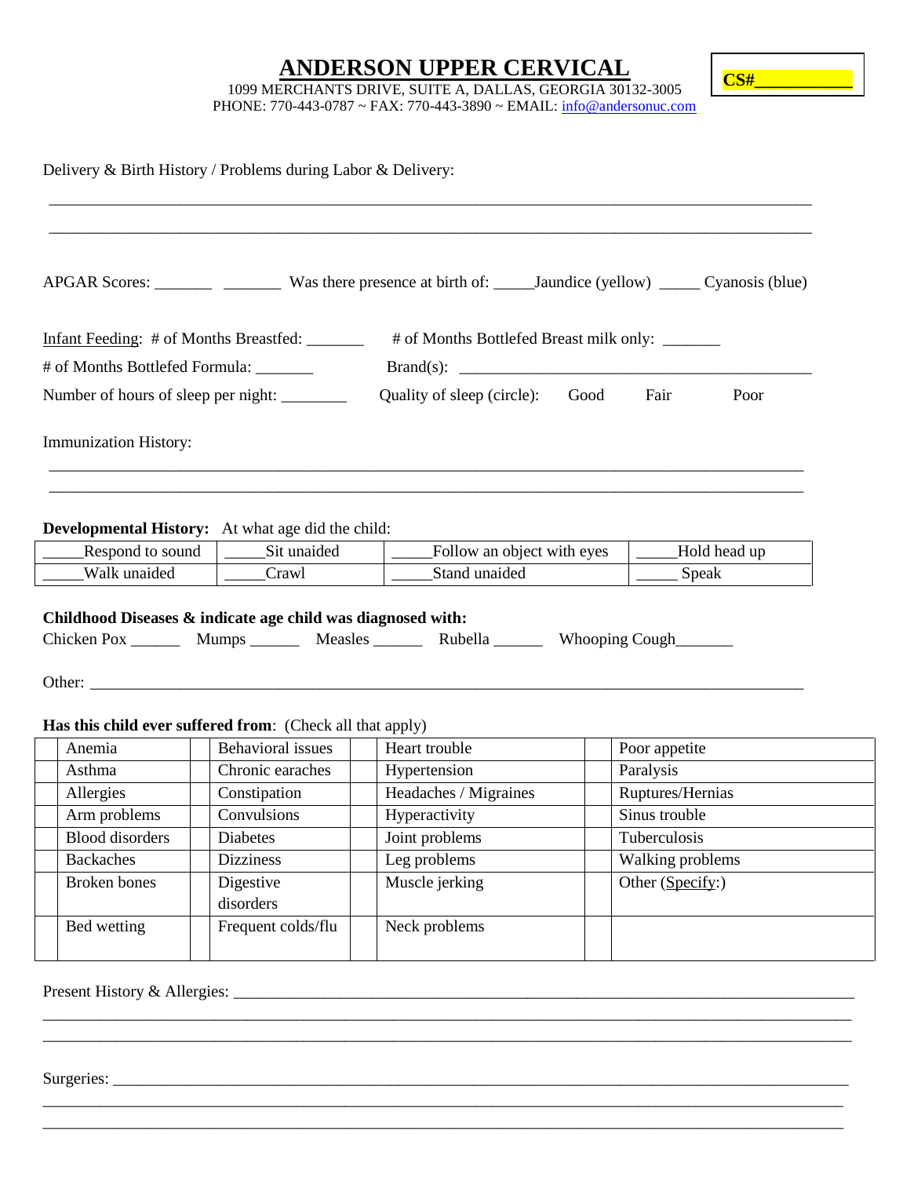# ANDERSON UPPER CERVICAL

1099 MERCHANTS DRIVE, SUITE A, DALLAS, GEORGIA 30132-3005
PHONE: 770-443-0787 ~ FAX: 770-443-3890 ~ EMAIL: info@andersonuc.com

**CS#___________**

Delivery & Birth History / Problems during Labor & Delivery:

___________________________________________________________________________________________

___________________________________________________________________________________________

APGAR Scores: _______ _______ Was there presence at birth of: _____Jaundice (yellow) _____ Cyanosis (blue)

Infant Feeding: # of Months Breastfed: _______ # of Months Bottlefed Breast milk only: _______

# of Months Bottlefed Formula: _______ Brand(s): ___________________________________________

Number of hours of sleep per night: ________ Quality of sleep (circle): Good Fair Poor

Immunization History:

___________________________________________________________________________________________

___________________________________________________________________________________________

**Developmental History:** At what age did the child:

| | | | |
|---|---|---|---|
| _____Respond to sound | _____Sit unaided | _____Follow an object with eyes | _____Hold head up |
| _____Walk unaided | _____Crawl | _____Stand unaided | _____ Speak |

**Childhood Diseases & indicate age child was diagnosed with:**

Chicken Pox ______ Mumps ______ Measles ______ Rubella ______ Whooping Cough_______

Other: ____________________________________________________________________________________

**Has this child ever suffered from**: (Check all that apply)

| | | | | | | | |
|---|---|---|---|---|---|---|---|
| | Anemia | | Behavioral issues | | Heart trouble | | Poor appetite |
| | Asthma | | Chronic earaches | | Hypertension | | Paralysis |
| | Allergies | | Constipation | | Headaches / Migraines | | Ruptures/Hernias |
| | Arm problems | | Convulsions | | Hyperactivity | | Sinus trouble |
| | Blood disorders | | Diabetes | | Joint problems | | Tuberculosis |
| | Backaches | | Dizziness | | Leg problems | | Walking problems |
| | Broken bones | | Digestive disorders | | Muscle jerking | | Other (Specify:) |
| | Bed wetting | | Frequent colds/flu | | Neck problems | | |

Present History & Allergies: _______________________________________________________________________

___________________________________________________________________________________________

___________________________________________________________________________________________

Surgeries: _________________________________________________________________________________

___________________________________________________________________________________________

___________________________________________________________________________________________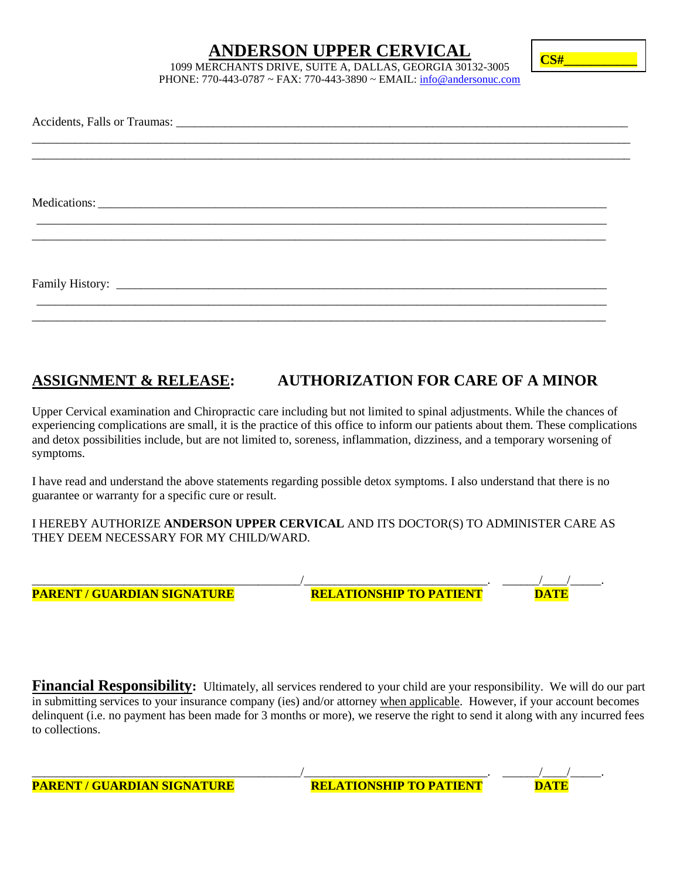# ANDERSON UPPER CERVICAL

1099 MERCHANTS DRIVE, SUITE A, DALLAS, GEORGIA 30132-3005
PHONE: 770-443-0787 ~ FAX: 770-443-3890 ~ EMAIL: info@andersonuc.com

**CS#__________**

Accidents, Falls or Traumas: ______________________________________________________________________________

______________________________________________________________________________

______________________________________________________________________________

Medications: ______________________________________________________________________________

______________________________________________________________________________

______________________________________________________________________________

Family History: ______________________________________________________________________________

______________________________________________________________________________

______________________________________________________________________________

## ASSIGNMENT & RELEASE: AUTHORIZATION FOR CARE OF A MINOR

Upper Cervical examination and Chiropractic care including but not limited to spinal adjustments. While the chances of experiencing complications are small, it is the practice of this office to inform our patients about them. These complications and detox possibilities include, but are not limited to, soreness, inflammation, dizziness, and a temporary worsening of symptoms.

I have read and understand the above statements regarding possible detox symptoms. I also understand that there is no guarantee or warranty for a specific cure or result.

I HEREBY AUTHORIZE **ANDERSON UPPER CERVICAL** AND ITS DOCTOR(S) TO ADMINISTER CARE AS THEY DEEM NECESSARY FOR MY CHILD/WARD.

__________________________________________/____________________________. ______/____/_____.

**PARENT / GUARDIAN SIGNATURE** **RELATIONSHIP TO PATIENT** **DATE**

**Financial Responsibility:** Ultimately, all services rendered to your child are your responsibility. We will do our part in submitting services to your insurance company (ies) and/or attorney when applicable. However, if your account becomes delinquent (i.e. no payment has been made for 3 months or more), we reserve the right to send it along with any incurred fees to collections.

__________________________________________/____________________________. ______/____/_____.

**PARENT / GUARDIAN SIGNATURE** **RELATIONSHIP TO PATIENT** **DATE**